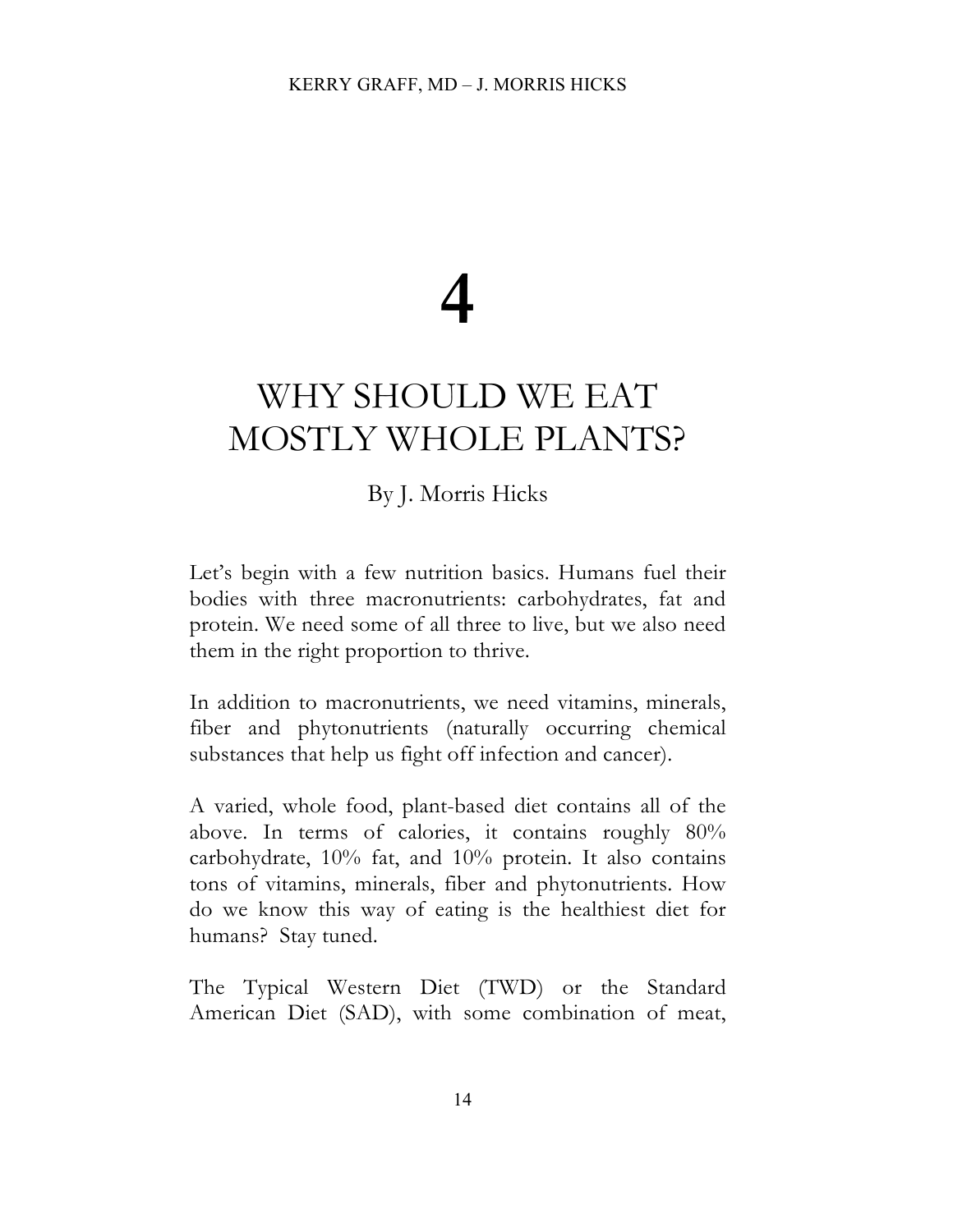# 4

# WHY SHOULD WE EAT MOSTLY WHOLE PLANTS?

By J. Morris Hicks

Let's begin with a few nutrition basics. Humans fuel their bodies with three macronutrients: carbohydrates, fat and protein. We need some of all three to live, but we also need them in the right proportion to thrive.

In addition to macronutrients, we need vitamins, minerals, fiber and phytonutrients (naturally occurring chemical substances that help us fight off infection and cancer).

A varied, whole food, plant-based diet contains all of the above. In terms of calories, it contains roughly 80% carbohydrate, 10% fat, and 10% protein. It also contains tons of vitamins, minerals, fiber and phytonutrients. How do we know this way of eating is the healthiest diet for humans? Stay tuned.

The Typical Western Diet (TWD) or the Standard American Diet (SAD), with some combination of meat,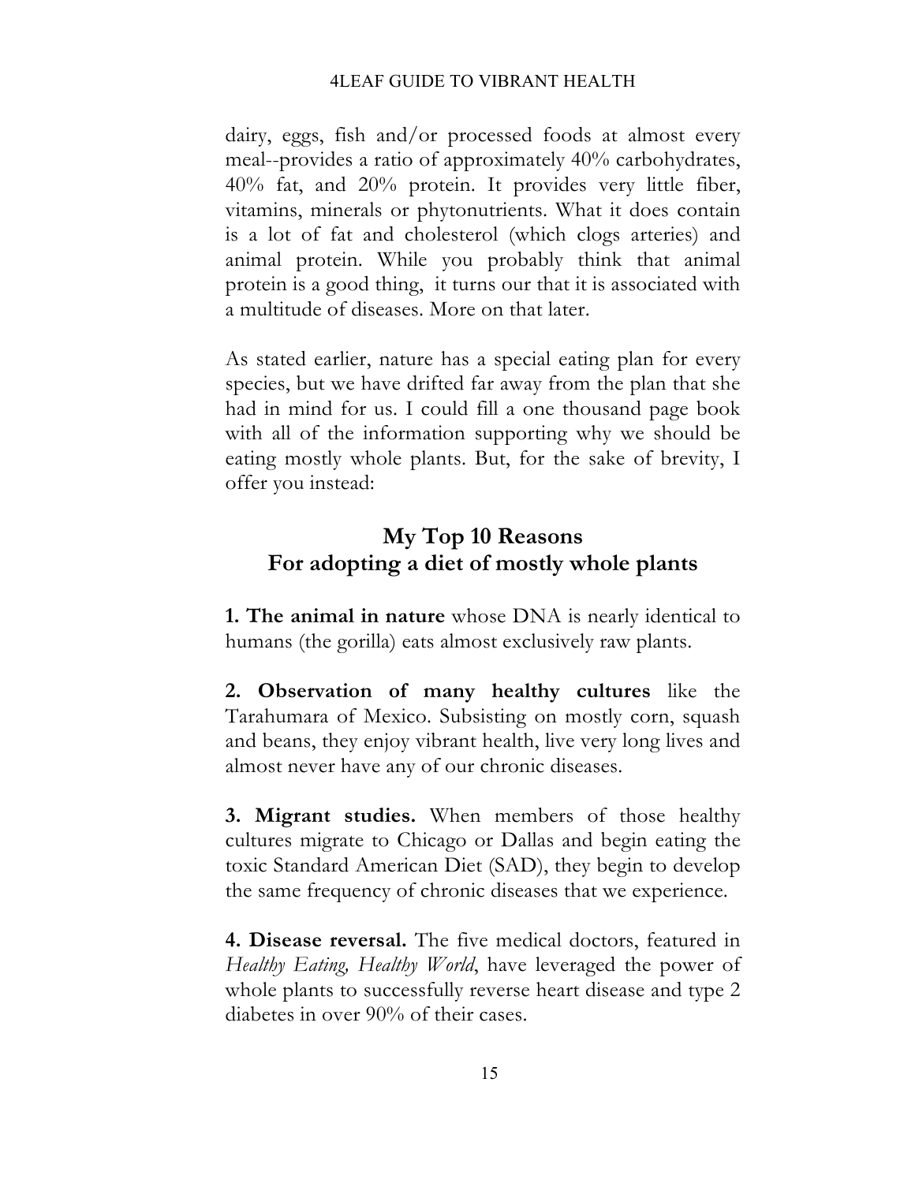dairy, eggs, fish and/or processed foods at almost every meal--provides a ratio of approximately 40% carbohydrates, 40% fat, and 20% protein. It provides very little fiber, vitamins, minerals or phytonutrients. What it does contain is a lot of fat and cholesterol (which clogs arteries) and animal protein. While you probably think that animal protein is a good thing, it turns our that it is associated with a multitude of diseases. More on that later.

As stated earlier, nature has a special eating plan for every species, but we have drifted far away from the plan that she had in mind for us. I could fill a one thousand page book with all of the information supporting why we should be eating mostly whole plants. But, for the sake of brevity, I offer you instead:

## My Top 10 Reasons For adopting a diet of mostly whole plants

**1. The animal in nature** whose DNA is nearly identical to humans (the gorilla) eats almost exclusively raw plants.

**2. Observation of many healthy cultures** like the Tarahumara of Mexico. Subsisting on mostly corn, squash and beans, they enjoy vibrant health, live very long lives and almost never have any of our chronic diseases.

**3. Migrant studies.** When members of those healthy cultures migrate to Chicago or Dallas and begin eating the toxic Standard American Diet (SAD), they begin to develop the same frequency of chronic diseases that we experience.

**4. Disease reversal.** The five medical doctors, featured in *Healthy Eating, Healthy World*, have leveraged the power of whole plants to successfully reverse heart disease and type 2 diabetes in over 90% of their cases.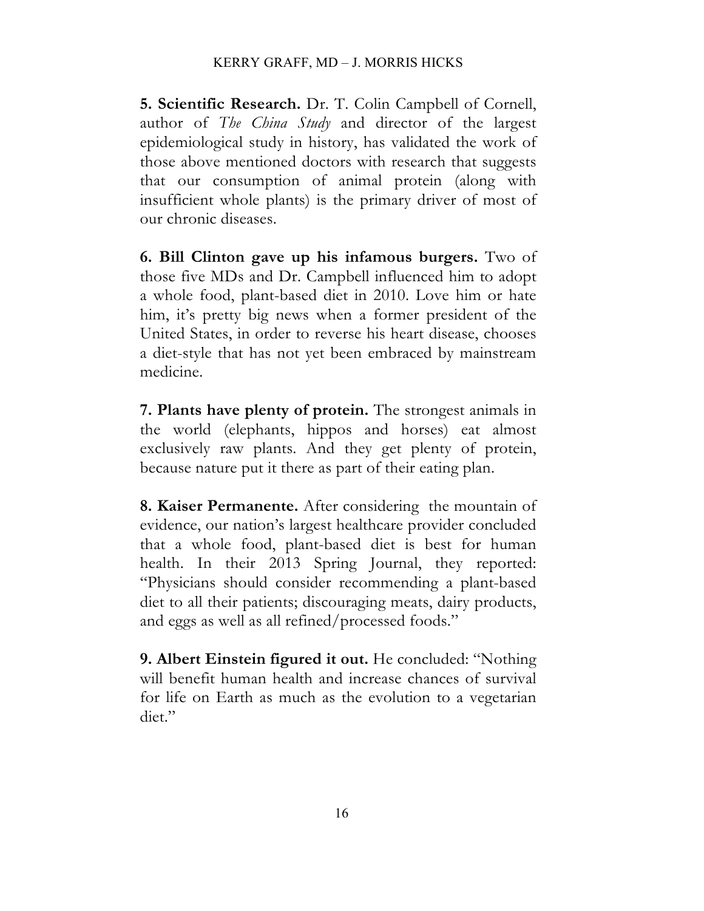**5. Scientific Research.** Dr. T. Colin Campbell of Cornell, author of *The China Study* and director of the largest epidemiological study in history, has validated the work of those above mentioned doctors with research that suggests that our consumption of animal protein (along with insufficient whole plants) is the primary driver of most of our chronic diseases.

**6. Bill Clinton gave up his infamous burgers.** Two of those five MDs and Dr. Campbell influenced him to adopt a whole food, plant-based diet in 2010. Love him or hate him, it's pretty big news when a former president of the United States, in order to reverse his heart disease, chooses a diet-style that has not yet been embraced by mainstream medicine.

**7. Plants have plenty of protein.** The strongest animals in the world (elephants, hippos and horses) eat almost exclusively raw plants. And they get plenty of protein, because nature put it there as part of their eating plan.

**8. Kaiser Permanente.** After considering the mountain of evidence, our nation's largest healthcare provider concluded that a whole food, plant-based diet is best for human health. In their 2013 Spring Journal, they reported: "Physicians should consider recommending a plant-based diet to all their patients; discouraging meats, dairy products, and eggs as well as all refined/processed foods."

**9. Albert Einstein figured it out.** He concluded: "Nothing will benefit human health and increase chances of survival for life on Earth as much as the evolution to a vegetarian diet."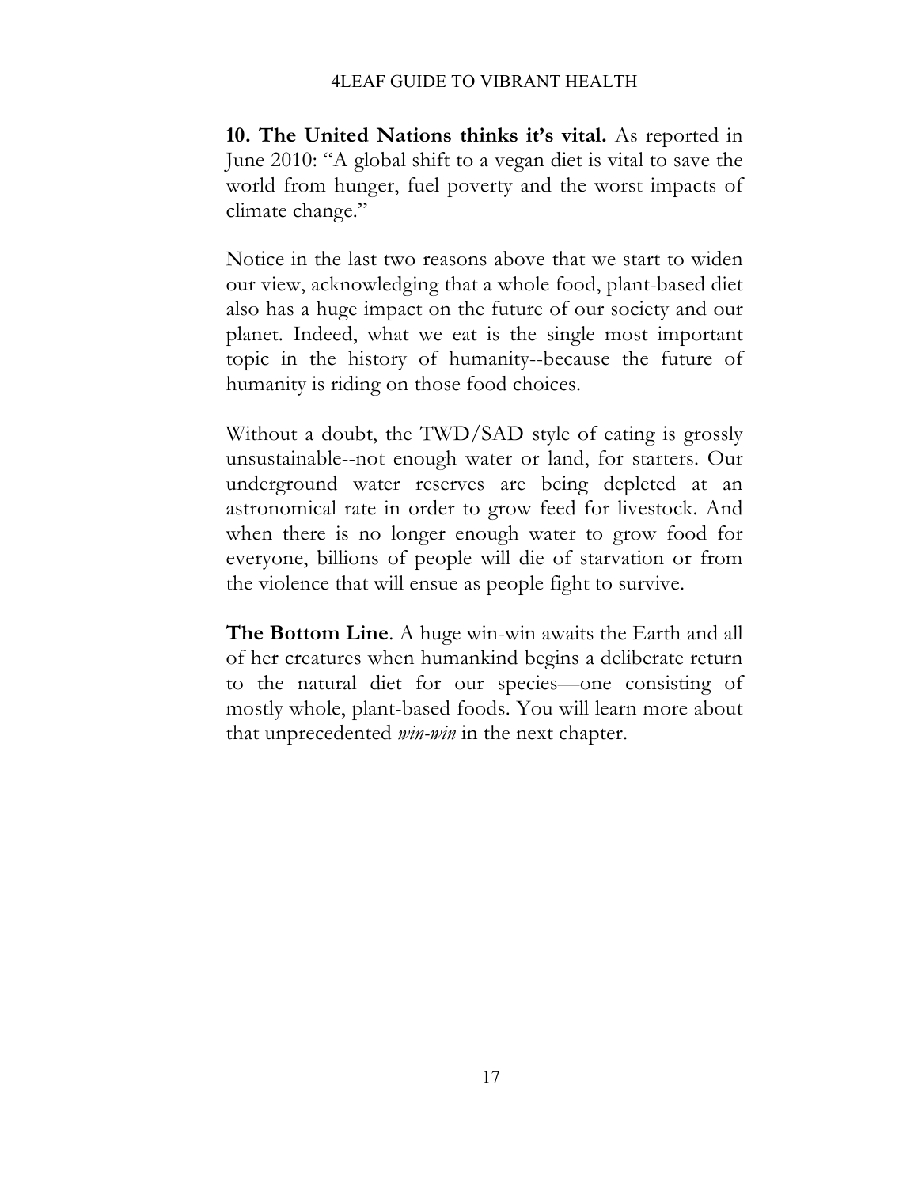**10. The United Nations thinks it's vital.** As reported in June 2010: "A global shift to a vegan diet is vital to save the world from hunger, fuel poverty and the worst impacts of climate change."

Notice in the last two reasons above that we start to widen our view, acknowledging that a whole food, plant-based diet also has a huge impact on the future of our society and our planet. Indeed, what we eat is the single most important topic in the history of humanity--because the future of humanity is riding on those food choices.

Without a doubt, the TWD/SAD style of eating is grossly unsustainable--not enough water or land, for starters. Our underground water reserves are being depleted at an astronomical rate in order to grow feed for livestock. And when there is no longer enough water to grow food for everyone, billions of people will die of starvation or from the violence that will ensue as people fight to survive.

**The Bottom Line**. A huge win-win awaits the Earth and all of her creatures when humankind begins a deliberate return to the natural diet for our species—one consisting of mostly whole, plant-based foods. You will learn more about that unprecedented *win-win* in the next chapter.